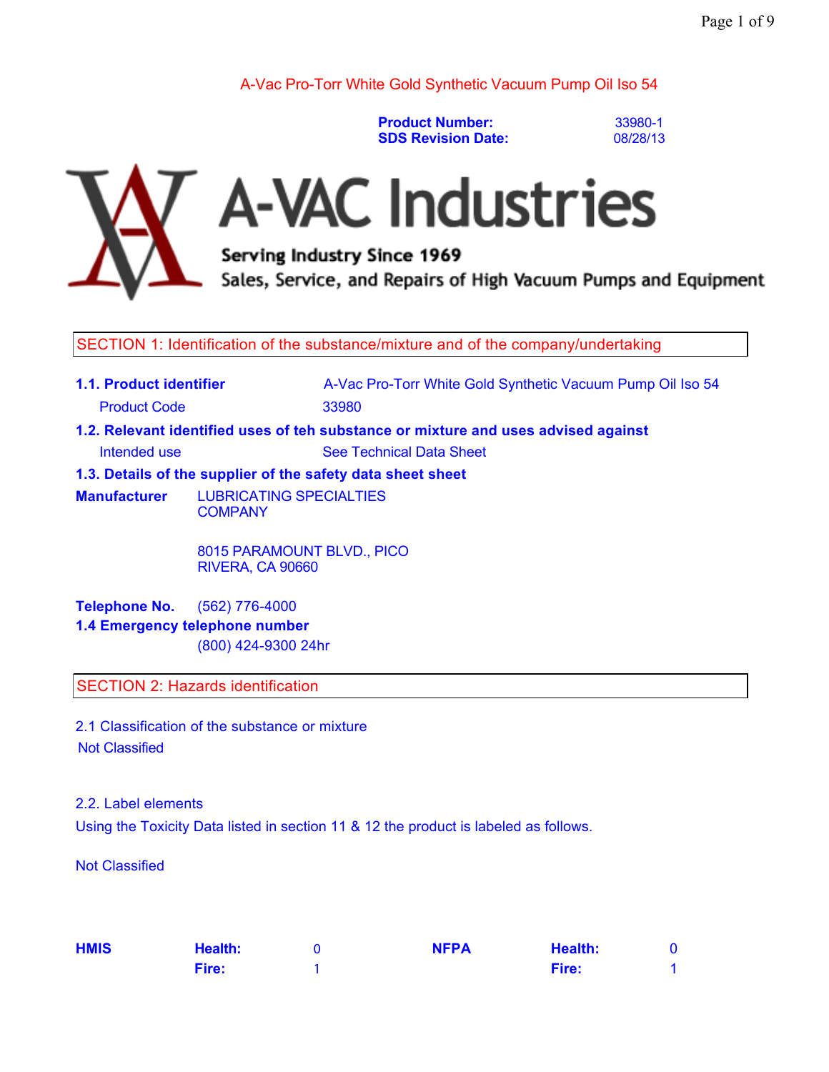A-Vac Pro-Torr White Gold Synthetic Vacuum Pump Oil Iso 54

**Product Number:** 33980-1
**SDS Revision Date:** 08/28/13

A-VAC Industries

Serving Industry Since 1969

Sales, Service, and Repairs of High Vacuum Pumps and Equipment

## SECTION 1: Identification of the substance/mixture and of the company/undertaking

**1.1. Product identifier** A-Vac Pro-Torr White Gold Synthetic Vacuum Pump Oil Iso 54

Product Code 33980

**1.2. Relevant identified uses of teh substance or mixture and uses advised against**

Intended use See Technical Data Sheet

**1.3. Details of the supplier of the safety data sheet sheet**

**Manufacturer** LUBRICATING SPECIALTIES COMPANY

8015 PARAMOUNT BLVD., PICO RIVERA, CA 90660

**Telephone No.** (562) 776-4000

**1.4 Emergency telephone number**

(800) 424-9300 24hr

## SECTION 2: Hazards identification

2.1 Classification of the substance or mixture

Not Classified

2.2. Label elements

Using the Toxicity Data listed in section 11 & 12 the product is labeled as follows.

Not Classified

| **HMIS** | | | **NFPA** | | |
|---|---|---|---|---|---|
| | **Health:** | 0 | | **Health:** | 0 |
| | **Fire:** | 1 | | **Fire:** | 1 |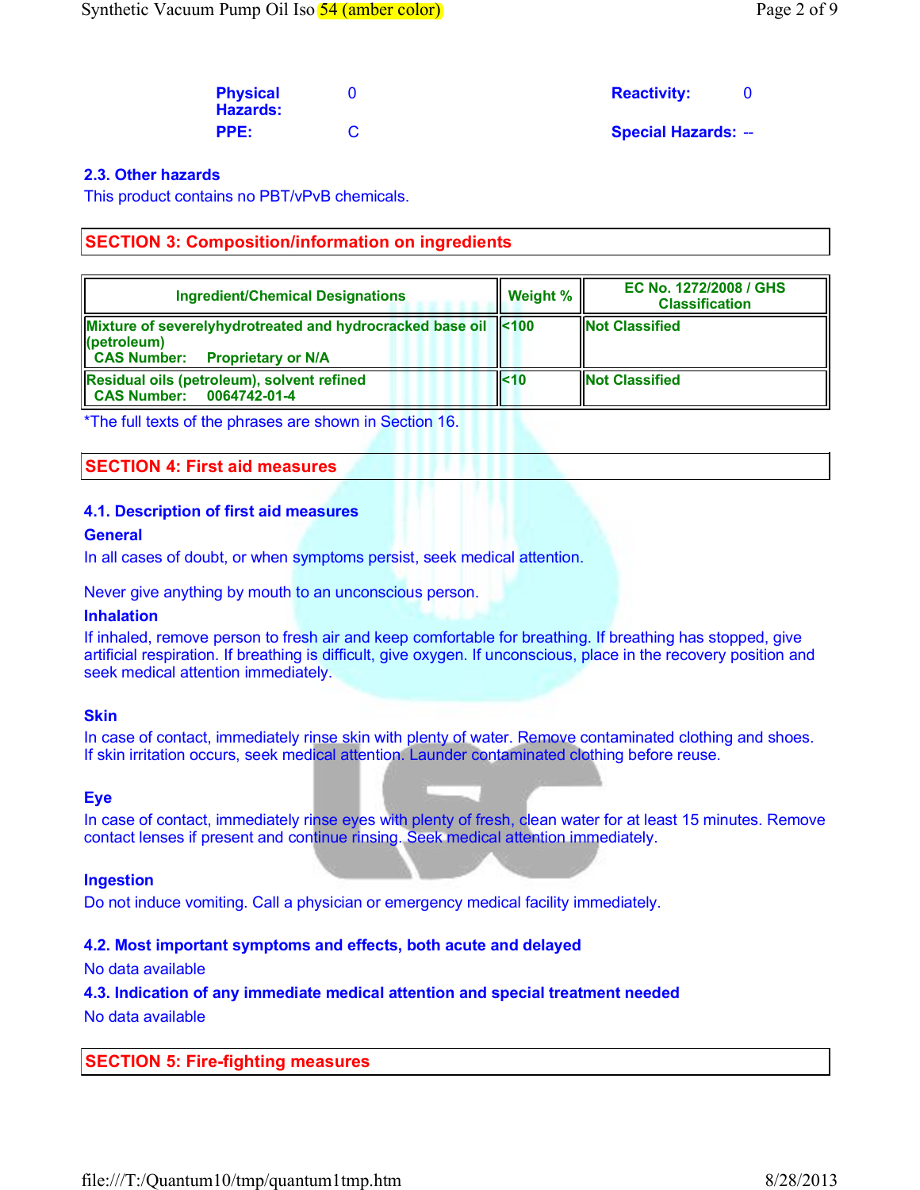| | | | |
|---|---|---|---|
| **Physical Hazards:** | 0 | **Reactivity:** | 0 |
| **PPE:** | C | **Special Hazards:** | -- |

### 2.3. Other hazards

This product contains no PBT/vPvB chemicals.

## SECTION 3: Composition/information on ingredients

| Ingredient/Chemical Designations | Weight % | EC No. 1272/2008 / GHS Classification |
|---|---|---|
| Mixture of severelyhydrotreated and hydrocracked base oil (petroleum)<br>CAS Number: Proprietary or N/A | <100 | Not Classified |
| Residual oils (petroleum), solvent refined<br>CAS Number: 0064742-01-4 | <10 | Not Classified |

*The full texts of the phrases are shown in Section 16.

## SECTION 4: First aid measures

### 4.1. Description of first aid measures

**General**

In all cases of doubt, or when symptoms persist, seek medical attention.

Never give anything by mouth to an unconscious person.

**Inhalation**

If inhaled, remove person to fresh air and keep comfortable for breathing. If breathing has stopped, give artificial respiration. If breathing is difficult, give oxygen. If unconscious, place in the recovery position and seek medical attention immediately.

**Skin**

In case of contact, immediately rinse skin with plenty of water. Remove contaminated clothing and shoes. If skin irritation occurs, seek medical attention. Launder contaminated clothing before reuse.

**Eye**

In case of contact, immediately rinse eyes with plenty of fresh, clean water for at least 15 minutes. Remove contact lenses if present and continue rinsing. Seek medical attention immediately.

**Ingestion**

Do not induce vomiting. Call a physician or emergency medical facility immediately.

### 4.2. Most important symptoms and effects, both acute and delayed

No data available

### 4.3. Indication of any immediate medical attention and special treatment needed

No data available

## SECTION 5: Fire-fighting measures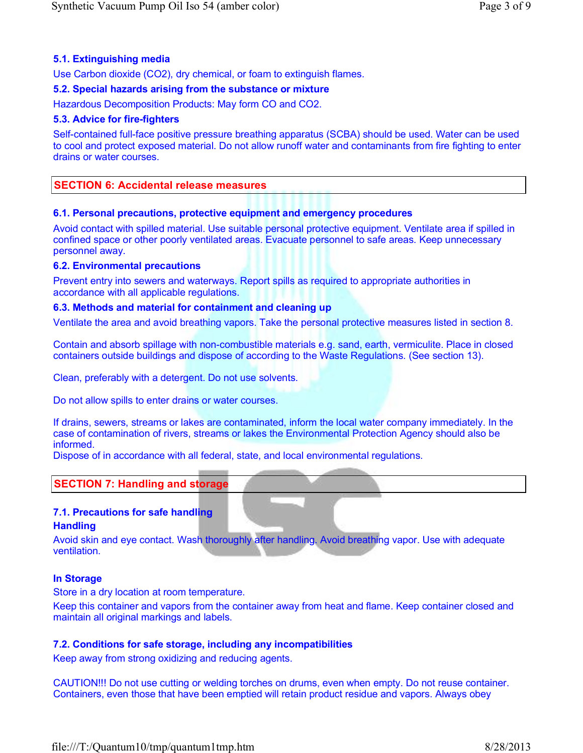### 5.1. Extinguishing media

Use Carbon dioxide ($CO_2$), dry chemical, or foam to extinguish flames.

### 5.2. Special hazards arising from the substance or mixture

Hazardous Decomposition Products: May form CO and $CO_2$.

### 5.3. Advice for fire-fighters

Self-contained full-face positive pressure breathing apparatus (SCBA) should be used. Water can be used to cool and protect exposed material. Do not allow runoff water and contaminants from fire fighting to enter drains or water courses.

## SECTION 6: Accidental release measures

### 6.1. Personal precautions, protective equipment and emergency procedures

Avoid contact with spilled material. Use suitable personal protective equipment. Ventilate area if spilled in confined space or other poorly ventilated areas. Evacuate personnel to safe areas. Keep unnecessary personnel away.

### 6.2. Environmental precautions

Prevent entry into sewers and waterways. Report spills as required to appropriate authorities in accordance with all applicable regulations.

### 6.3. Methods and material for containment and cleaning up

Ventilate the area and avoid breathing vapors. Take the personal protective measures listed in section 8.

Contain and absorb spillage with non-combustible materials e.g. sand, earth, vermiculite. Place in closed containers outside buildings and dispose of according to the Waste Regulations. (See section 13).

Clean, preferably with a detergent. Do not use solvents.

Do not allow spills to enter drains or water courses.

If drains, sewers, streams or lakes are contaminated, inform the local water company immediately. In the case of contamination of rivers, streams or lakes the Environmental Protection Agency should also be informed.
Dispose of in accordance with all federal, state, and local environmental regulations.

## SECTION 7: Handling and storage

### 7.1. Precautions for safe handling

**Handling**

Avoid skin and eye contact. Wash thoroughly after handling. Avoid breathing vapor. Use with adequate ventilation.

**In Storage**

Store in a dry location at room temperature.
Keep this container and vapors from the container away from heat and flame. Keep container closed and maintain all original markings and labels.

### 7.2. Conditions for safe storage, including any incompatibilities

Keep away from strong oxidizing and reducing agents.

CAUTION!!! Do not use cutting or welding torches on drums, even when empty. Do not reuse container. Containers, even those that have been emptied will retain product residue and vapors. Always obey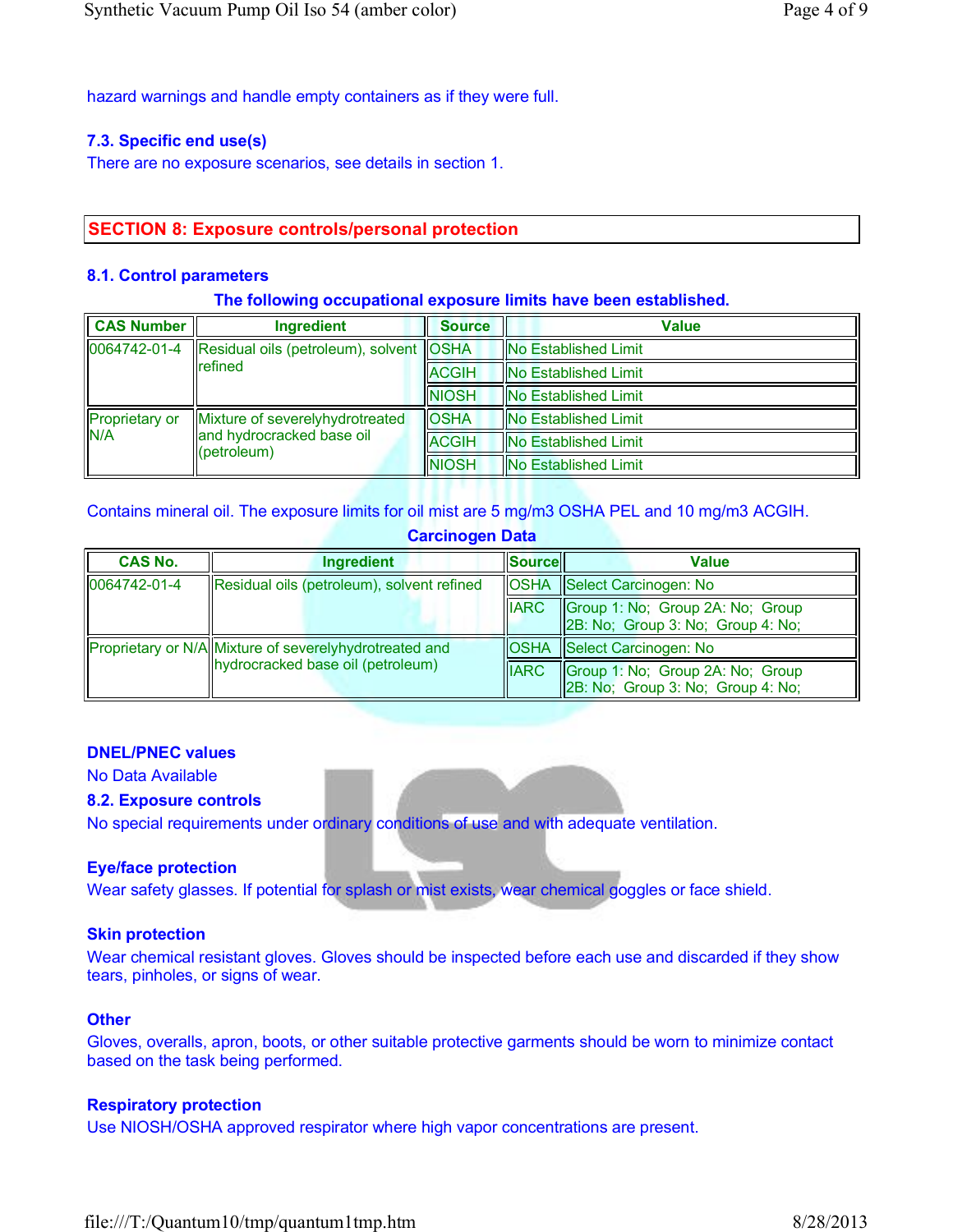hazard warnings and handle empty containers as if they were full.

### 7.3. Specific end use(s)

There are no exposure scenarios, see details in section 1.

## SECTION 8: Exposure controls/personal protection

### 8.1. Control parameters

**The following occupational exposure limits have been established.**

| CAS Number | Ingredient | Source | Value |
|---|---|---|---|
| 0064742-01-4 | Residual oils (petroleum), solvent refined | OSHA | No Established Limit |
| | | ACGIH | No Established Limit |
| | | NIOSH | No Established Limit |
| Proprietary or N/A | Mixture of severelyhydrotreated and hydrocracked base oil (petroleum) | OSHA | No Established Limit |
| | | ACGIH | No Established Limit |
| | | NIOSH | No Established Limit |

Contains mineral oil. The exposure limits for oil mist are 5 mg/m3 OSHA PEL and 10 mg/m3 ACGIH.

**Carcinogen Data**

| CAS No. | Ingredient | Source | Value |
|---|---|---|---|
| 0064742-01-4 | Residual oils (petroleum), solvent refined | OSHA | Select Carcinogen: No |
| | | IARC | Group 1: No; Group 2A: No; Group 2B: No; Group 3: No; Group 4: No; |
| Proprietary or N/A | Mixture of severelyhydrotreated and hydrocracked base oil (petroleum) | OSHA | Select Carcinogen: No |
| | | IARC | Group 1: No; Group 2A: No; Group 2B: No; Group 3: No; Group 4: No; |

**DNEL/PNEC values**

No Data Available

### 8.2. Exposure controls

No special requirements under ordinary conditions of use and with adequate ventilation.

**Eye/face protection**

Wear safety glasses. If potential for splash or mist exists, wear chemical goggles or face shield.

**Skin protection**

Wear chemical resistant gloves. Gloves should be inspected before each use and discarded if they show tears, pinholes, or signs of wear.

**Other**

Gloves, overalls, apron, boots, or other suitable protective garments should be worn to minimize contact based on the task being performed.

**Respiratory protection**

Use NIOSH/OSHA approved respirator where high vapor concentrations are present.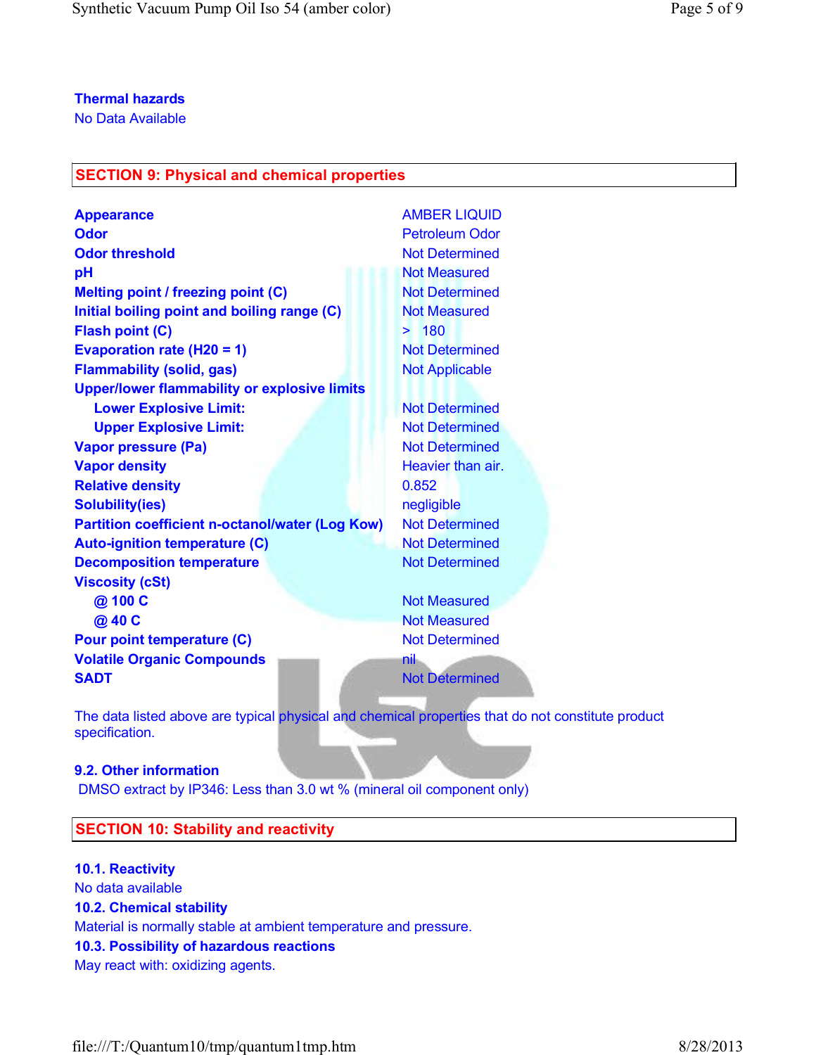**Thermal hazards**

No Data Available

## SECTION 9: Physical and chemical properties

| Property | Value |
|---|---|
| **Appearance** | AMBER LIQUID |
| **Odor** | Petroleum Odor |
| **Odor threshold** | Not Determined |
| **pH** | Not Measured |
| **Melting point / freezing point (C)** | Not Determined |
| **Initial boiling point and boiling range (C)** | Not Measured |
| **Flash point (C)** | > 180 |
| **Evaporation rate (H20 = 1)** | Not Determined |
| **Flammability (solid, gas)** | Not Applicable |
| **Upper/lower flammability or explosive limits** | |
| **Lower Explosive Limit:** | Not Determined |
| **Upper Explosive Limit:** | Not Determined |
| **Vapor pressure (Pa)** | Not Determined |
| **Vapor density** | Heavier than air. |
| **Relative density** | 0.852 |
| **Solubility(ies)** | negligible |
| **Partition coefficient n-octanol/water (Log Kow)** | Not Determined |
| **Auto-ignition temperature (C)** | Not Determined |
| **Decomposition temperature** | Not Determined |
| **Viscosity (cSt)** | |
| **@ 100 C** | Not Measured |
| **@ 40 C** | Not Measured |
| **Pour point temperature (C)** | Not Determined |
| **Volatile Organic Compounds** | nil |
| **SADT** | Not Determined |

The data listed above are typical physical and chemical properties that do not constitute product specification.

### 9.2. Other information

DMSO extract by IP346: Less than 3.0 wt % (mineral oil component only)

## SECTION 10: Stability and reactivity

### 10.1. Reactivity

No data available

### 10.2. Chemical stability

Material is normally stable at ambient temperature and pressure.

### 10.3. Possibility of hazardous reactions

May react with: oxidizing agents.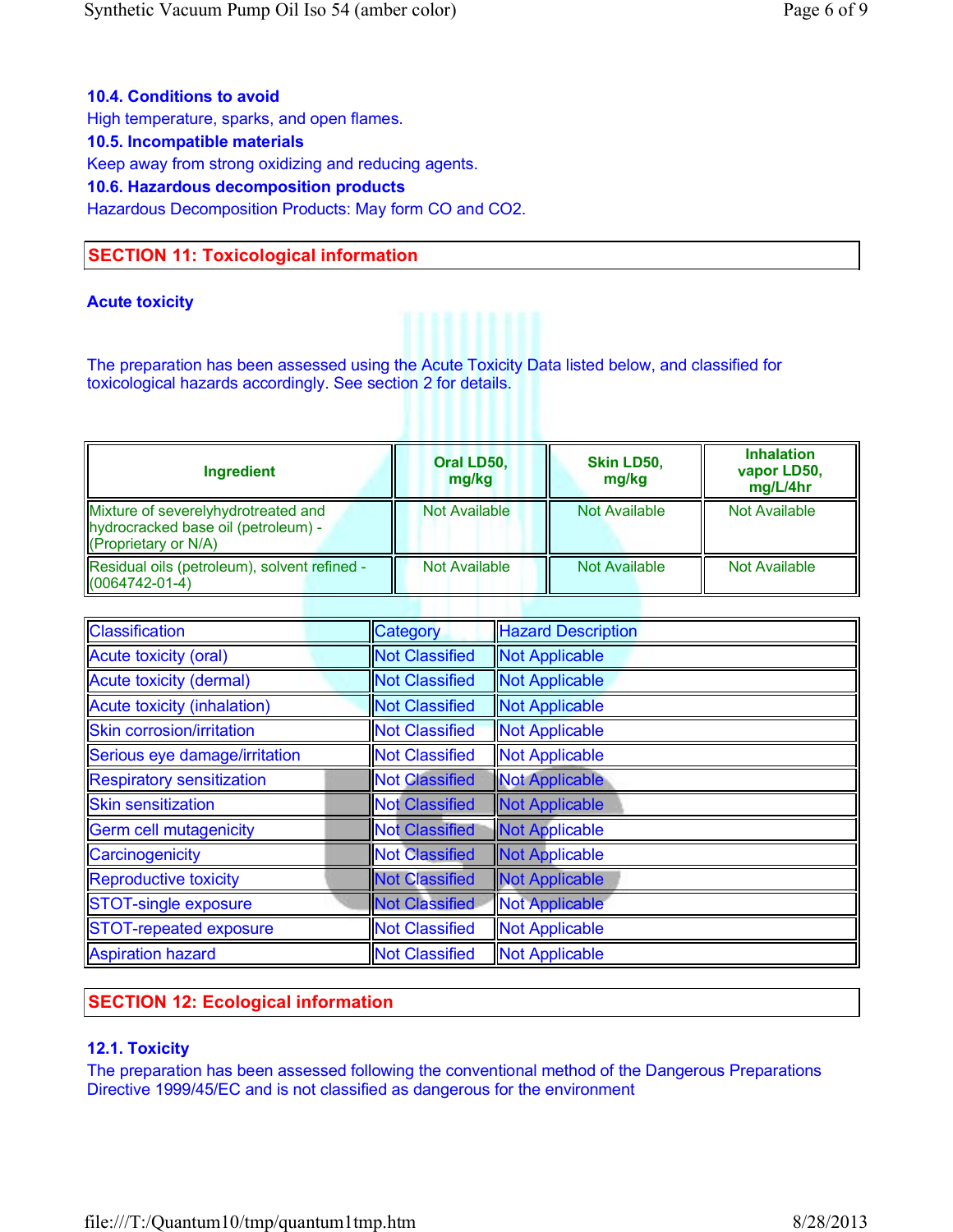### 10.4. Conditions to avoid

High temperature, sparks, and open flames.

### 10.5. Incompatible materials

Keep away from strong oxidizing and reducing agents.

### 10.6. Hazardous decomposition products

Hazardous Decomposition Products: May form CO and $CO_2$.

## SECTION 11: Toxicological information

### Acute toxicity

The preparation has been assessed using the Acute Toxicity Data listed below, and classified for toxicological hazards accordingly. See section 2 for details.

| Ingredient | Oral LD50, mg/kg | Skin LD50, mg/kg | Inhalation vapor LD50, mg/L/4hr |
| --- | --- | --- | --- |
| Mixture of severelyhydrotreated and hydrocracked base oil (petroleum) - (Proprietary or N/A) | Not Available | Not Available | Not Available |
| Residual oils (petroleum), solvent refined - (0064742-01-4) | Not Available | Not Available | Not Available |

| Classification | Category | Hazard Description |
| --- | --- | --- |
| Acute toxicity (oral) | Not Classified | Not Applicable |
| Acute toxicity (dermal) | Not Classified | Not Applicable |
| Acute toxicity (inhalation) | Not Classified | Not Applicable |
| Skin corrosion/irritation | Not Classified | Not Applicable |
| Serious eye damage/irritation | Not Classified | Not Applicable |
| Respiratory sensitization | Not Classified | Not Applicable |
| Skin sensitization | Not Classified | Not Applicable |
| Germ cell mutagenicity | Not Classified | Not Applicable |
| Carcinogenicity | Not Classified | Not Applicable |
| Reproductive toxicity | Not Classified | Not Applicable |
| STOT-single exposure | Not Classified | Not Applicable |
| STOT-repeated exposure | Not Classified | Not Applicable |
| Aspiration hazard | Not Classified | Not Applicable |

## SECTION 12: Ecological information

### 12.1. Toxicity

The preparation has been assessed following the conventional method of the Dangerous Preparations Directive 1999/45/EC and is not classified as dangerous for the environment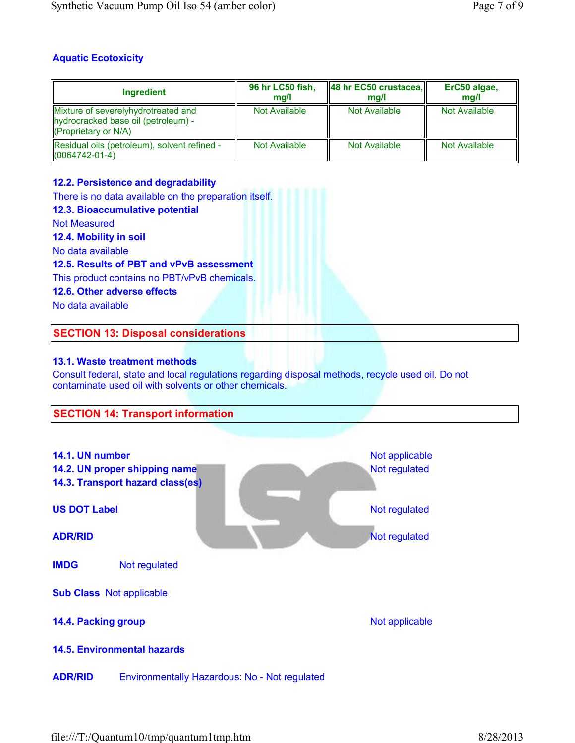### Aquatic Ecotoxicity

| Ingredient | 96 hr LC50 fish, mg/l | 48 hr EC50 crustacea, mg/l | ErC50 algae, mg/l |
|---|---|---|---|
| Mixture of severelyhydrotreated and hydrocracked base oil (petroleum) - (Proprietary or N/A) | Not Available | Not Available | Not Available |
| Residual oils (petroleum), solvent refined - (0064742-01-4) | Not Available | Not Available | Not Available |

### 12.2. Persistence and degradability

There is no data available on the preparation itself.

### 12.3. Bioaccumulative potential

Not Measured

### 12.4. Mobility in soil

No data available

### 12.5. Results of PBT and vPvB assessment

This product contains no PBT/vPvB chemicals.

### 12.6. Other adverse effects

No data available

## SECTION 13: Disposal considerations

### 13.1. Waste treatment methods

Consult federal, state and local regulations regarding disposal methods, recycle used oil. Do not contaminate used oil with solvents or other chemicals.

## SECTION 14: Transport information

**14.1. UN number** Not applicable

**14.2. UN proper shipping name** Not regulated

**14.3. Transport hazard class(es)**

**US DOT Label** Not regulated

**ADR/RID** Not regulated

**IMDG** Not regulated

**Sub Class** Not applicable

**14.4. Packing group** Not applicable

**14.5. Environmental hazards**

**ADR/RID** Environmentally Hazardous: No - Not regulated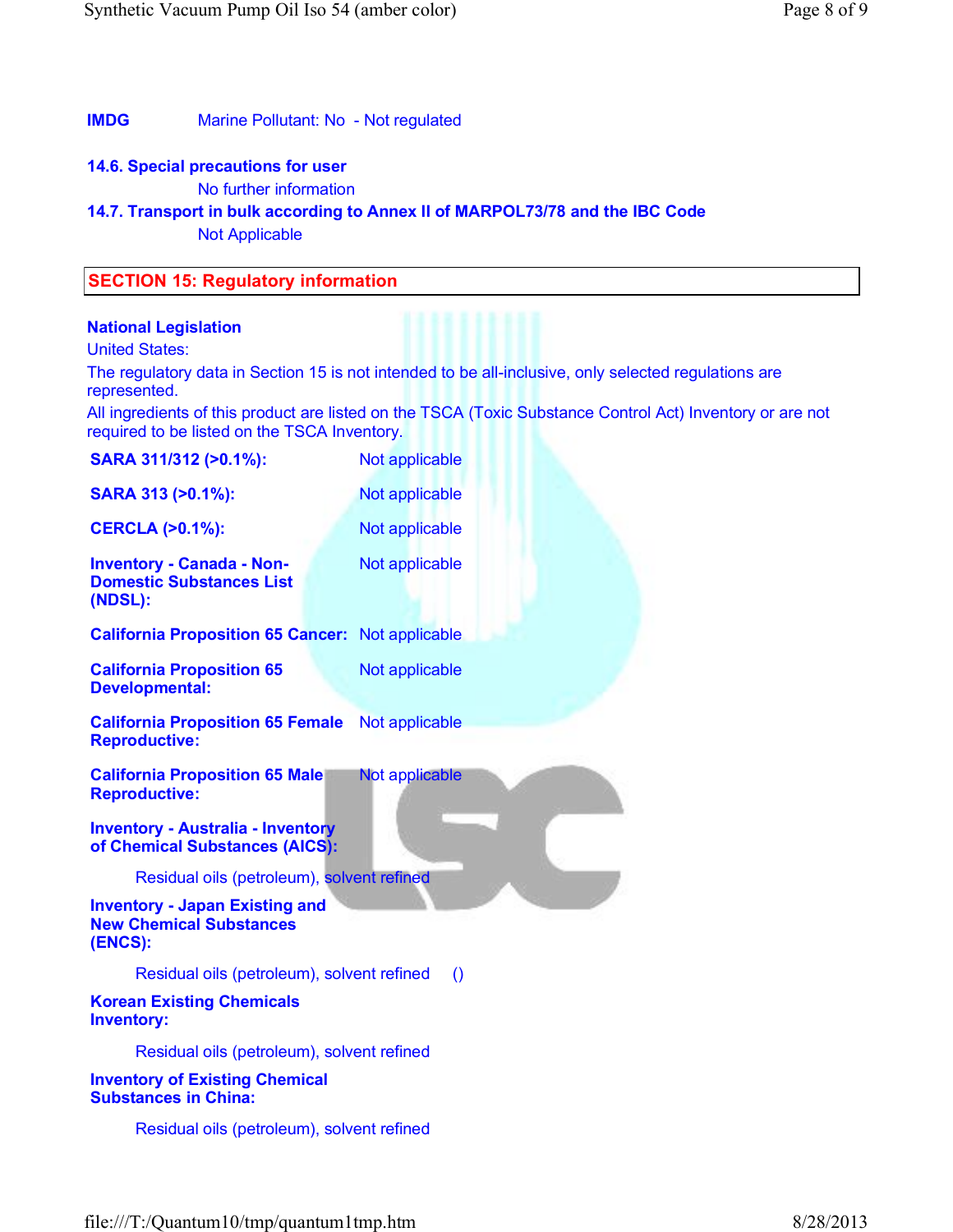**IMDG** Marine Pollutant: No - Not regulated

**14.6. Special precautions for user**

No further information

**14.7. Transport in bulk according to Annex II of MARPOL73/78 and the IBC Code**

Not Applicable

## SECTION 15: Regulatory information

**National Legislation**

United States:

The regulatory data in Section 15 is not intended to be all-inclusive, only selected regulations are represented.

All ingredients of this product are listed on the TSCA (Toxic Substance Control Act) Inventory or are not required to be listed on the TSCA Inventory.

| | |
|---|---|
| **SARA 311/312 (>0.1%):** | Not applicable |
| **SARA 313 (>0.1%):** | Not applicable |
| **CERCLA (>0.1%):** | Not applicable |
| **Inventory - Canada - Non-Domestic Substances List (NDSL):** | Not applicable |
| **California Proposition 65 Cancer:** | Not applicable |
| **California Proposition 65 Developmental:** | Not applicable |
| **California Proposition 65 Female Reproductive:** | Not applicable |
| **California Proposition 65 Male Reproductive:** | Not applicable |

**Inventory - Australia - Inventory of Chemical Substances (AICS):**

Residual oils (petroleum), solvent refined

**Inventory - Japan Existing and New Chemical Substances (ENCS):**

Residual oils (petroleum), solvent refined ()

**Korean Existing Chemicals Inventory:**

Residual oils (petroleum), solvent refined

**Inventory of Existing Chemical Substances in China:**

Residual oils (petroleum), solvent refined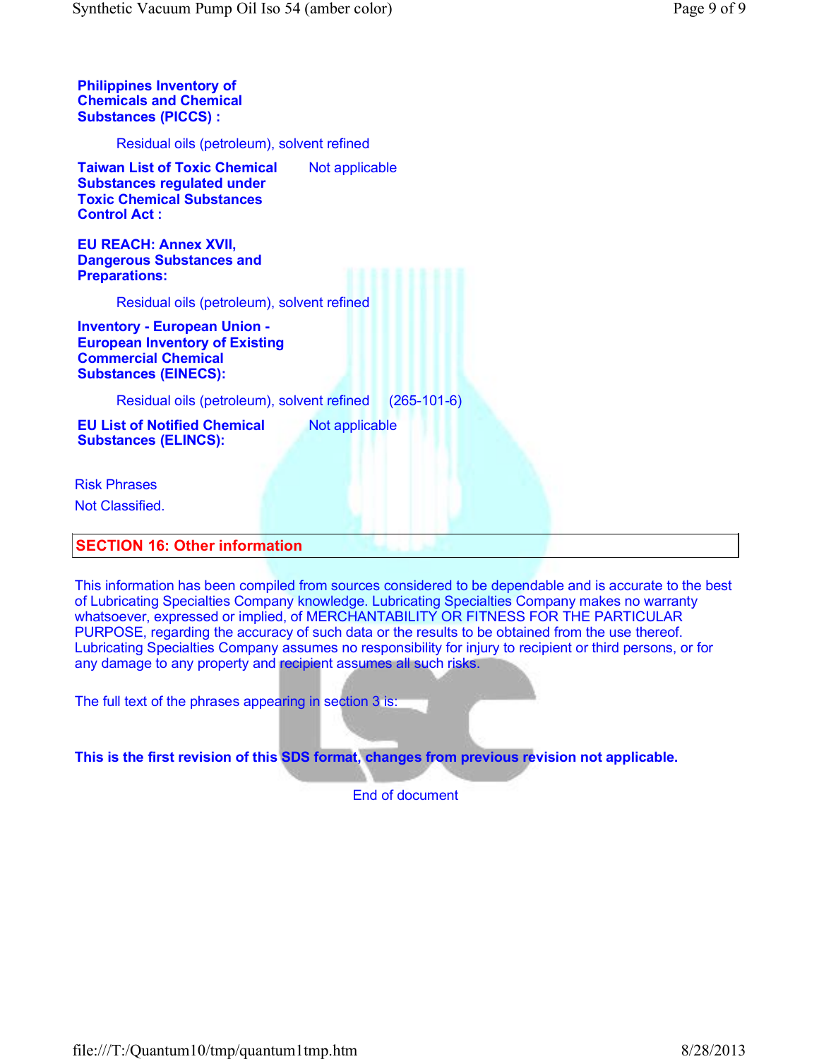**Philippines Inventory of Chemicals and Chemical Substances (PICCS) :**

Residual oils (petroleum), solvent refined

**Taiwan List of Toxic Chemical Substances regulated under Toxic Chemical Substances Control Act :** Not applicable

**EU REACH: Annex XVII, Dangerous Substances and Preparations:**

Residual oils (petroleum), solvent refined

**Inventory - European Union - European Inventory of Existing Commercial Chemical Substances (EINECS):**

Residual oils (petroleum), solvent refined (265-101-6)

**EU List of Notified Chemical Substances (ELINCS):** Not applicable

Risk Phrases

Not Classified.

## SECTION 16: Other information

This information has been compiled from sources considered to be dependable and is accurate to the best of Lubricating Specialties Company knowledge. Lubricating Specialties Company makes no warranty whatsoever, expressed or implied, of MERCHANTABILITY OR FITNESS FOR THE PARTICULAR PURPOSE, regarding the accuracy of such data or the results to be obtained from the use thereof. Lubricating Specialties Company assumes no responsibility for injury to recipient or third persons, or for any damage to any property and recipient assumes all such risks.

The full text of the phrases appearing in section 3 is:

**This is the first revision of this SDS format, changes from previous revision not applicable.**

End of document